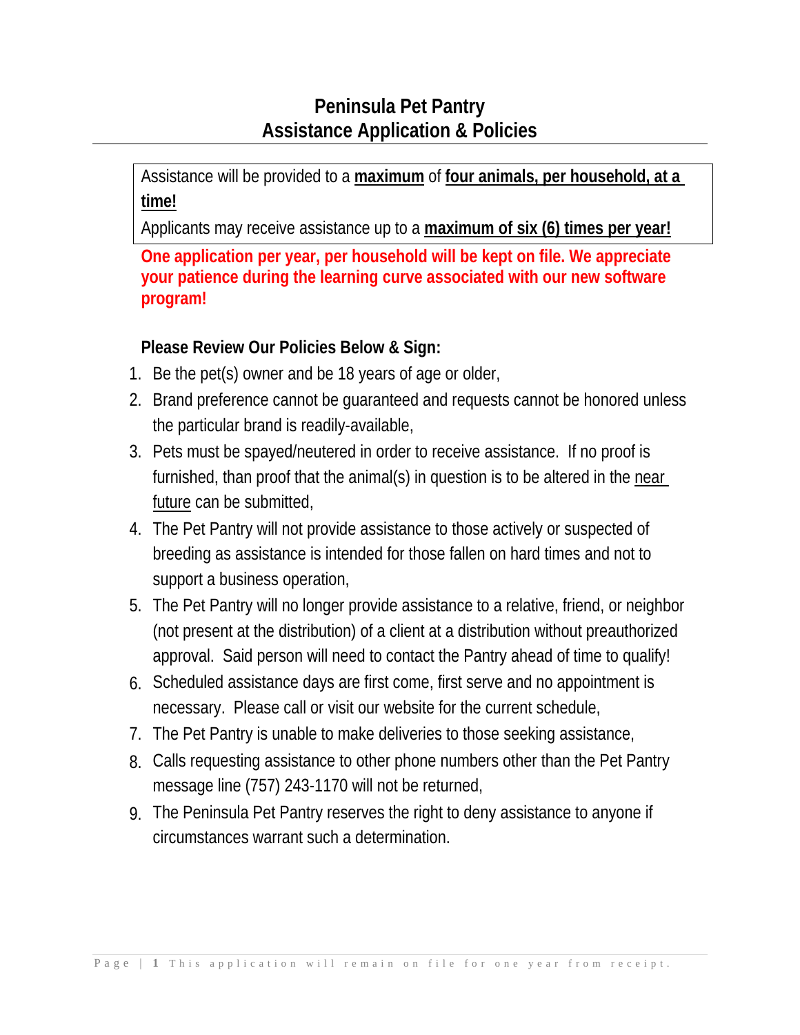# Peninsula Pet Pantry
# Assistance Application & Policies

Assistance will be provided to a **maximum** of **four animals, per household, at a time!**

Applicants may receive assistance up to a **maximum of six (6) times per year!**

**One application per year, per household will be kept on file. We appreciate your patience during the learning curve associated with our new software program!**

**Please Review Our Policies Below & Sign:**

1. Be the pet(s) owner and be 18 years of age or older,
2. Brand preference cannot be guaranteed and requests cannot be honored unless the particular brand is readily-available,
3. Pets must be spayed/neutered in order to receive assistance. If no proof is furnished, than proof that the animal(s) in question is to be altered in the near future can be submitted,
4. The Pet Pantry will not provide assistance to those actively or suspected of breeding as assistance is intended for those fallen on hard times and not to support a business operation,
5. The Pet Pantry will no longer provide assistance to a relative, friend, or neighbor (not present at the distribution) of a client at a distribution without preauthorized approval. Said person will need to contact the Pantry ahead of time to qualify!
6. Scheduled assistance days are first come, first serve and no appointment is necessary. Please call or visit our website for the current schedule,
7. The Pet Pantry is unable to make deliveries to those seeking assistance,
8. Calls requesting assistance to other phone numbers other than the Pet Pantry message line (757) 243-1170 will not be returned,
9. The Peninsula Pet Pantry reserves the right to deny assistance to anyone if circumstances warrant such a determination.

This application will remain on file for one year from receipt.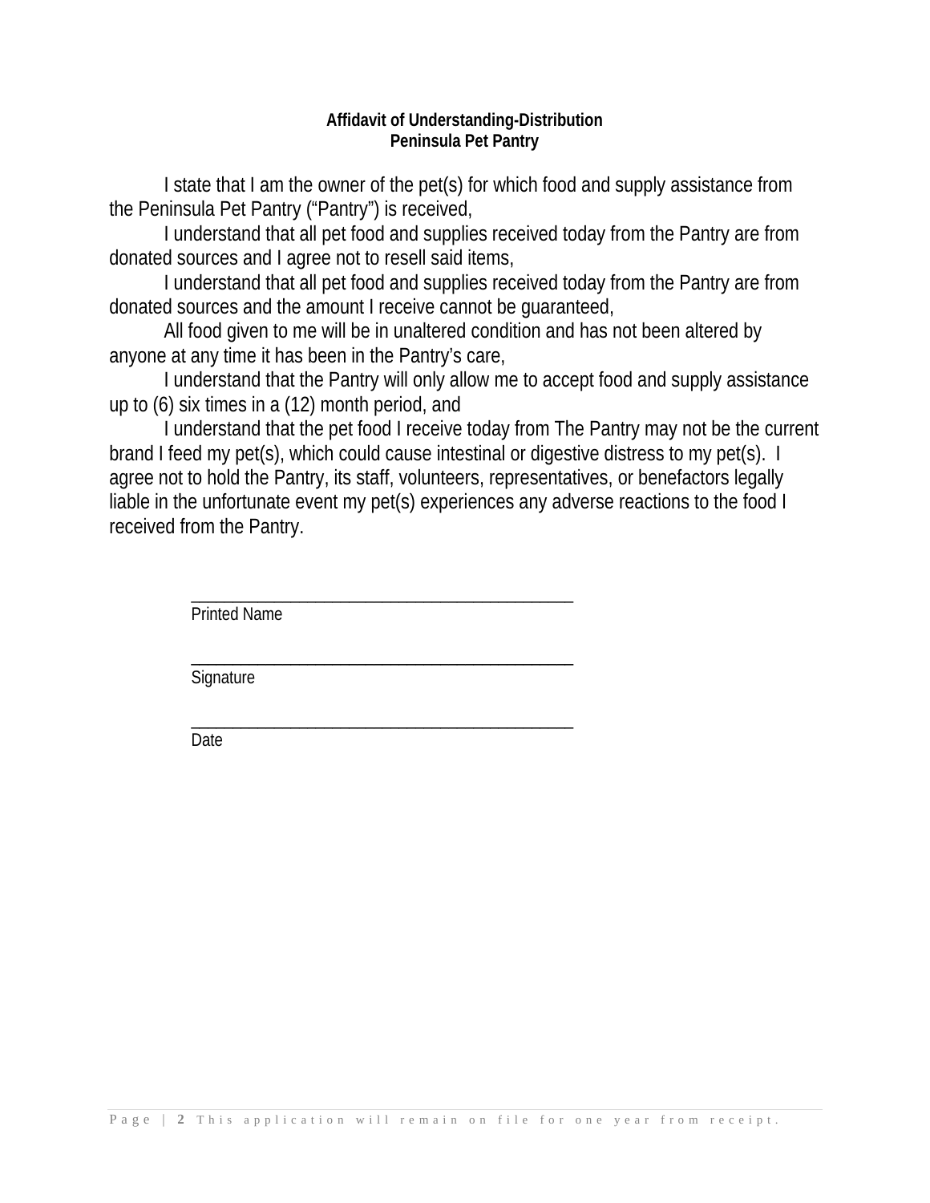**Affidavit of Understanding-Distribution**
**Peninsula Pet Pantry**

I state that I am the owner of the pet(s) for which food and supply assistance from the Peninsula Pet Pantry ("Pantry") is received,

I understand that all pet food and supplies received today from the Pantry are from donated sources and I agree not to resell said items,

I understand that all pet food and supplies received today from the Pantry are from donated sources and the amount I receive cannot be guaranteed,

All food given to me will be in unaltered condition and has not been altered by anyone at any time it has been in the Pantry's care,

I understand that the Pantry will only allow me to accept food and supply assistance up to (6) six times in a (12) month period, and

I understand that the pet food I receive today from The Pantry may not be the current brand I feed my pet(s), which could cause intestinal or digestive distress to my pet(s). I agree not to hold the Pantry, its staff, volunteers, representatives, or benefactors legally liable in the unfortunate event my pet(s) experiences any adverse reactions to the food I received from the Pantry.

\_\_\_\_\_\_\_\_\_\_\_\_\_\_\_\_\_\_\_\_\_\_\_\_\_\_\_\_\_\_\_\_\_\_\_\_\_\_\_\_\_\_\_\_
Printed Name

\_\_\_\_\_\_\_\_\_\_\_\_\_\_\_\_\_\_\_\_\_\_\_\_\_\_\_\_\_\_\_\_\_\_\_\_\_\_\_\_\_\_\_\_
Signature

\_\_\_\_\_\_\_\_\_\_\_\_\_\_\_\_\_\_\_\_\_\_\_\_\_\_\_\_\_\_\_\_\_\_\_\_\_\_\_\_\_\_\_\_
Date

This application will remain on file for one year from receipt.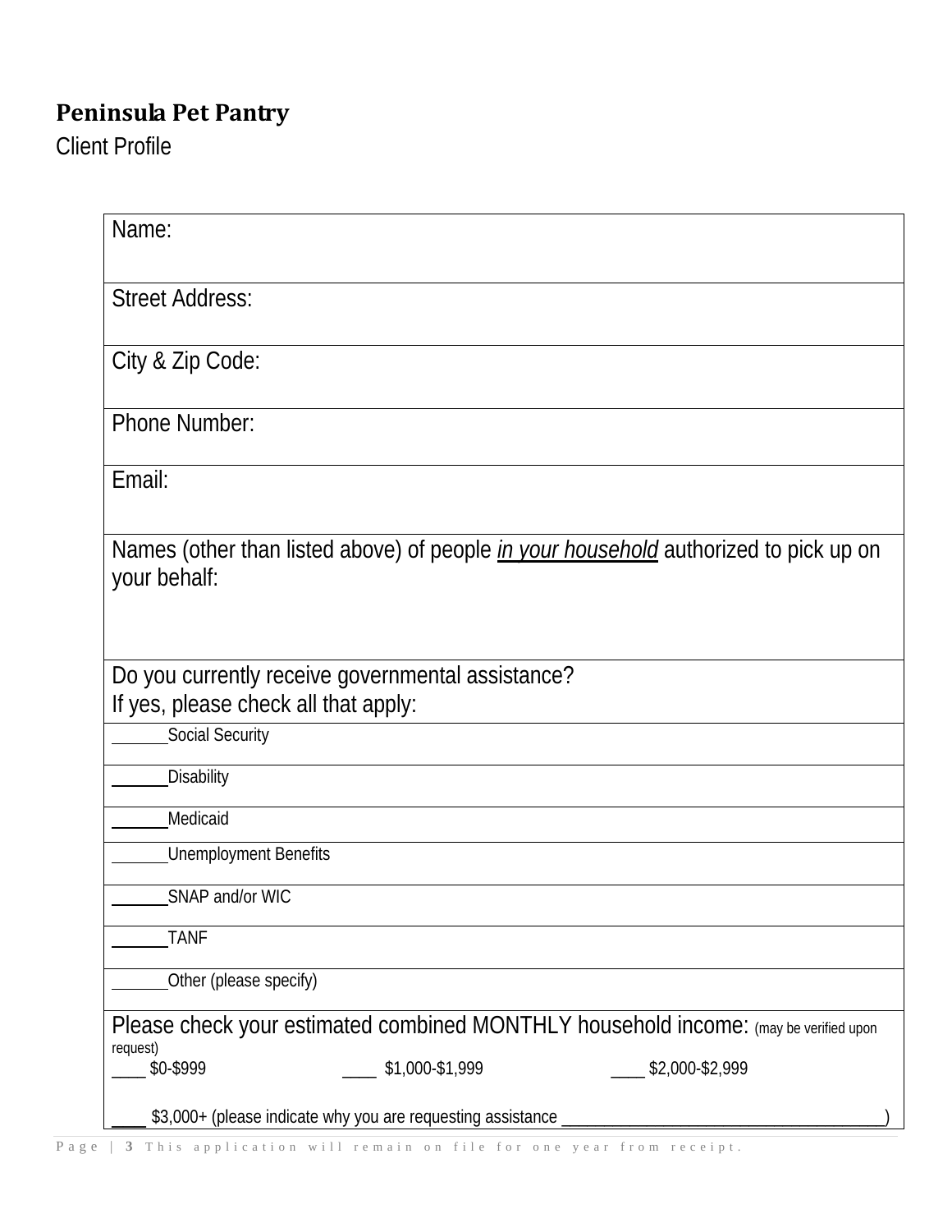**Peninsula Pet Pantry**

Client Profile

| Name: |
|---|
| Street Address: |
| City & Zip Code: |
| Phone Number: |
| Email: |
| Names (other than listed above) of people *in your household* authorized to pick up on your behalf: |
| Do you currently receive governmental assistance?<br>If yes, please check all that apply: |
| ______Social Security |
| ______Disability |
| ______Medicaid |
| ______Unemployment Benefits |
| ______SNAP and/or WIC |
| ______TANF |
| ______Other (please specify) |
| Please check your estimated combined MONTHLY household income: (may be verified upon request)<br>____ $0-$999 ____ $1,000-$1,999 ____ $2,000-$2,999<br>____ $3,000+ (please indicate why you are requesting assistance ____________________________________) |

This application will remain on file for one year from receipt.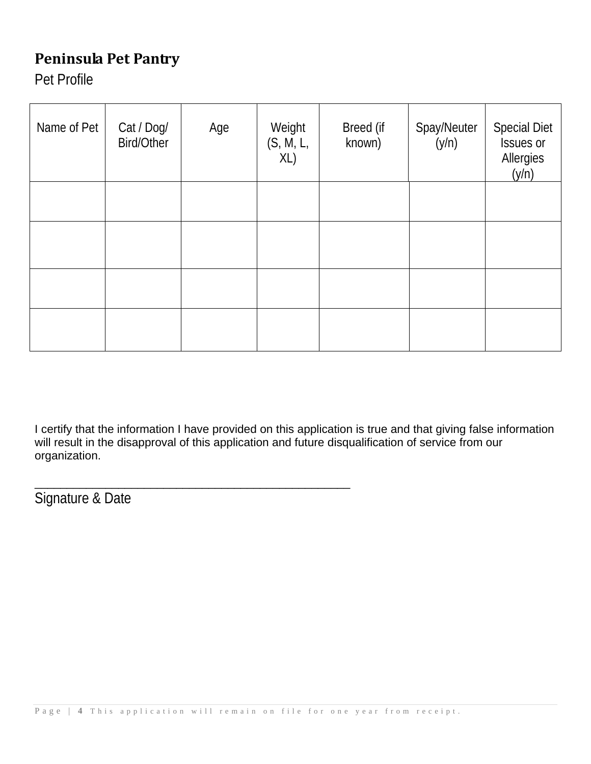**Peninsula Pet Pantry**

Pet Profile

| Name of Pet | Cat / Dog/ Bird/Other | Age | Weight (S, M, L, XL) | Breed (if known) | Spay/Neuter (y/n) | Special Diet Issues or Allergies (y/n) |
|---|---|---|---|---|---|---|
| | | | | | | |
| | | | | | | |
| | | | | | | |
| | | | | | | |

I certify that the information I have provided on this application is true and that giving false information will result in the disapproval of this application and future disqualification of service from our organization.

_______________________________________________

Signature & Date

This application will remain on file for one year from receipt.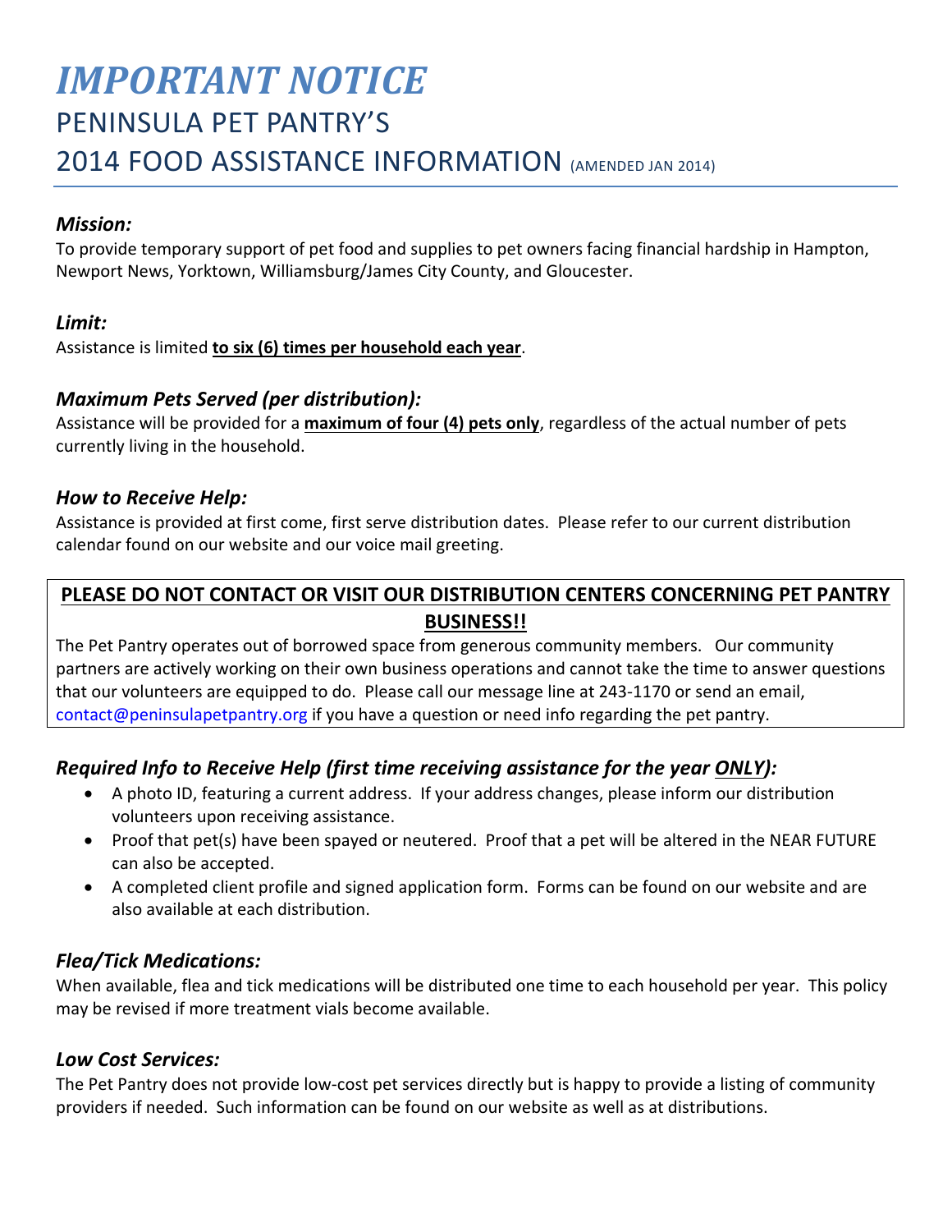# *IMPORTANT NOTICE*

# PENINSULA PET PANTRY'S 2014 FOOD ASSISTANCE INFORMATION (AMENDED JAN 2014)

### *Mission:*

To provide temporary support of pet food and supplies to pet owners facing financial hardship in Hampton, Newport News, Yorktown, Williamsburg/James City County, and Gloucester.

### *Limit:*

Assistance is limited **to six (6) times per household each year**.

### *Maximum Pets Served (per distribution):*

Assistance will be provided for a **maximum of four (4) pets only**, regardless of the actual number of pets currently living in the household.

### *How to Receive Help:*

Assistance is provided at first come, first serve distribution dates. Please refer to our current distribution calendar found on our website and our voice mail greeting.

**PLEASE DO NOT CONTACT OR VISIT OUR DISTRIBUTION CENTERS CONCERNING PET PANTRY BUSINESS!!**

The Pet Pantry operates out of borrowed space from generous community members. Our community partners are actively working on their own business operations and cannot take the time to answer questions that our volunteers are equipped to do. Please call our message line at 243-1170 or send an email, contact@peninsulapetpantry.org if you have a question or need info regarding the pet pantry.

### *Required Info to Receive Help (first time receiving assistance for the year ONLY):*

- A photo ID, featuring a current address. If your address changes, please inform our distribution volunteers upon receiving assistance.
- Proof that pet(s) have been spayed or neutered. Proof that a pet will be altered in the NEAR FUTURE can also be accepted.
- A completed client profile and signed application form. Forms can be found on our website and are also available at each distribution.

### *Flea/Tick Medications:*

When available, flea and tick medications will be distributed one time to each household per year. This policy may be revised if more treatment vials become available.

### *Low Cost Services:*

The Pet Pantry does not provide low-cost pet services directly but is happy to provide a listing of community providers if needed. Such information can be found on our website as well as at distributions.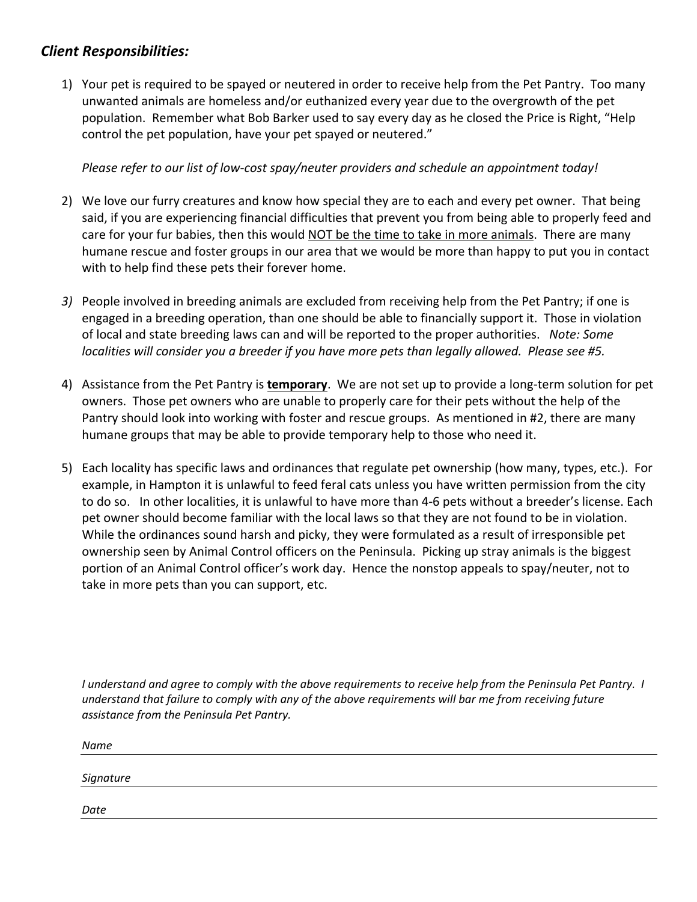## ***Client Responsibilities:***

1) Your pet is required to be spayed or neutered in order to receive help from the Pet Pantry. Too many unwanted animals are homeless and/or euthanized every year due to the overgrowth of the pet population. Remember what Bob Barker used to say every day as he closed the Price is Right, "Help control the pet population, have your pet spayed or neutered."

   *Please refer to our list of low-cost spay/neuter providers and schedule an appointment today!*

2) We love our furry creatures and know how special they are to each and every pet owner. That being said, if you are experiencing financial difficulties that prevent you from being able to properly feed and care for your fur babies, then this would <u>NOT be the time to take in more animals</u>. There are many humane rescue and foster groups in our area that we would be more than happy to put you in contact with to help find these pets their forever home.

3) People involved in breeding animals are excluded from receiving help from the Pet Pantry; if one is engaged in a breeding operation, than one should be able to financially support it. Those in violation of local and state breeding laws can and will be reported to the proper authorities. *Note: Some localities will consider you a breeder if you have more pets than legally allowed. Please see #5.*

4) Assistance from the Pet Pantry is <u>**temporary**</u>. We are not set up to provide a long-term solution for pet owners. Those pet owners who are unable to properly care for their pets without the help of the Pantry should look into working with foster and rescue groups. As mentioned in #2, there are many humane groups that may be able to provide temporary help to those who need it.

5) Each locality has specific laws and ordinances that regulate pet ownership (how many, types, etc.). For example, in Hampton it is unlawful to feed feral cats unless you have written permission from the city to do so. In other localities, it is unlawful to have more than 4-6 pets without a breeder's license. Each pet owner should become familiar with the local laws so that they are not found to be in violation. While the ordinances sound harsh and picky, they were formulated as a result of irresponsible pet ownership seen by Animal Control officers on the Peninsula. Picking up stray animals is the biggest portion of an Animal Control officer's work day. Hence the nonstop appeals to spay/neuter, not to take in more pets than you can support, etc.

*I understand and agree to comply with the above requirements to receive help from the Peninsula Pet Pantry. I understand that failure to comply with any of the above requirements will bar me from receiving future assistance from the Peninsula Pet Pantry.*

*Name* ______________________________

*Signature* ______________________________

*Date* ______________________________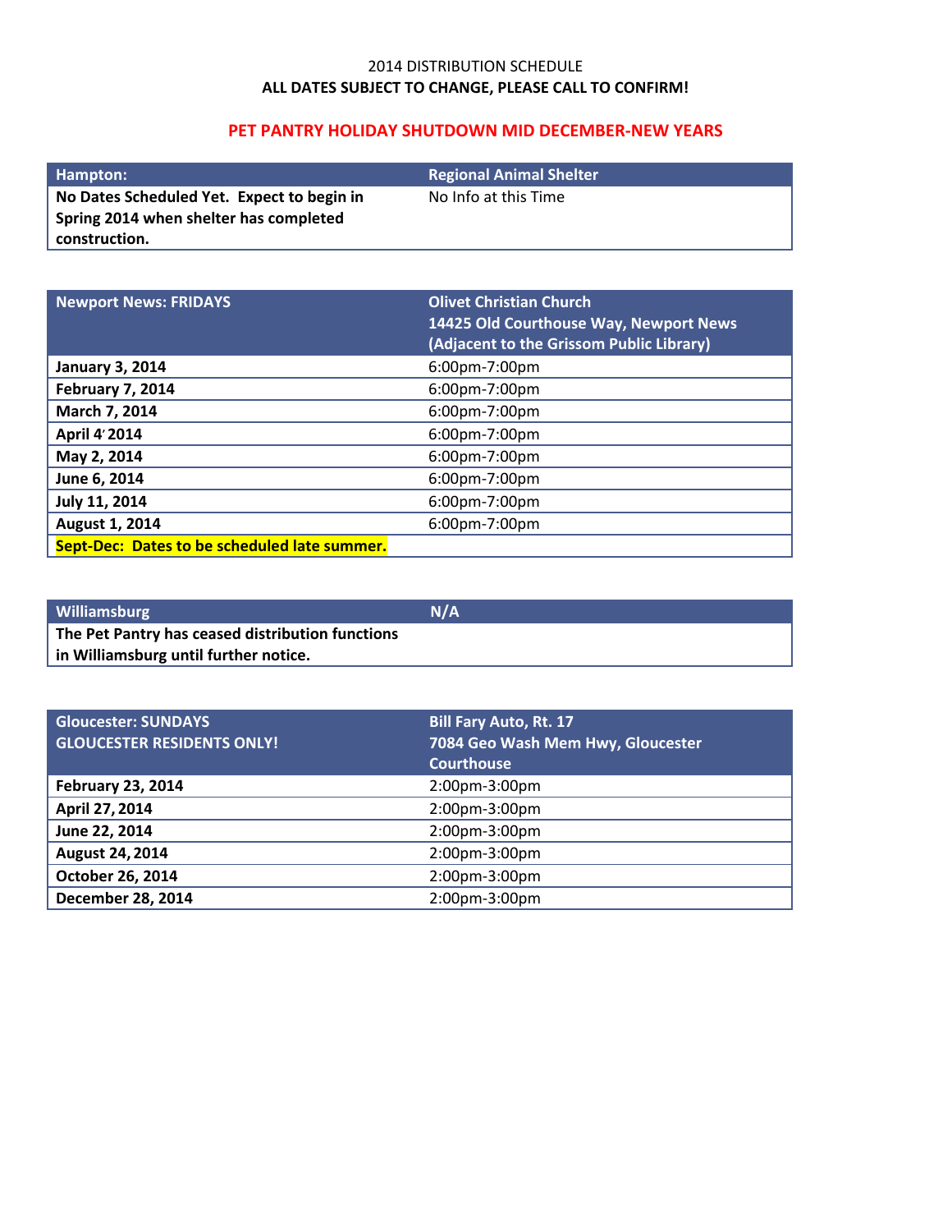2014 DISTRIBUTION SCHEDULE

**ALL DATES SUBJECT TO CHANGE, PLEASE CALL TO CONFIRM!**

**PET PANTRY HOLIDAY SHUTDOWN MID DECEMBER-NEW YEARS**

| Hampton: | Regional Animal Shelter |
|---|---|
| **No Dates Scheduled Yet. Expect to begin in Spring 2014 when shelter has completed construction.** | No Info at this Time |

| Newport News: FRIDAYS | Olivet Christian Church<br>14425 Old Courthouse Way, Newport News<br>(Adjacent to the Grissom Public Library) |
|---|---|
| **January 3, 2014** | 6:00pm-7:00pm |
| **February 7, 2014** | 6:00pm-7:00pm |
| **March 7, 2014** | 6:00pm-7:00pm |
| **April 4' 2014** | 6:00pm-7:00pm |
| **May 2, 2014** | 6:00pm-7:00pm |
| **June 6, 2014** | 6:00pm-7:00pm |
| **July 11, 2014** | 6:00pm-7:00pm |
| **August 1, 2014** | 6:00pm-7:00pm |
| **Sept-Dec: Dates to be scheduled late summer.** | |

| Williamsburg | N/A |
|---|---|
| **The Pet Pantry has ceased distribution functions in Williamsburg until further notice.** | |

| Gloucester: SUNDAYS<br>GLOUCESTER RESIDENTS ONLY! | Bill Fary Auto, Rt. 17<br>7084 Geo Wash Mem Hwy, Gloucester Courthouse |
|---|---|
| **February 23, 2014** | 2:00pm-3:00pm |
| **April 27, 2014** | 2:00pm-3:00pm |
| **June 22, 2014** | 2:00pm-3:00pm |
| **August 24, 2014** | 2:00pm-3:00pm |
| **October 26, 2014** | 2:00pm-3:00pm |
| **December 28, 2014** | 2:00pm-3:00pm |